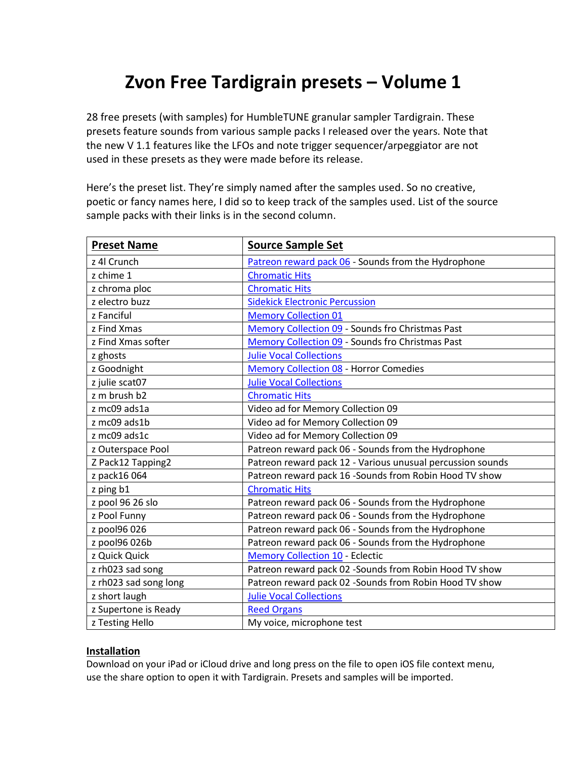# Zvon Free Tardigrain presets – Volume 1

28 free presets (with samples) for HumbleTUNE granular sampler Tardigrain. These presets feature sounds from various sample packs I released over the years. Note that the new V 1.1 features like the LFOs and note trigger sequencer/arpeggiator are not used in these presets as they were made before its release.

Here's the preset list. They're simply named after the samples used. So no creative, poetic or fancy names here, I did so to keep track of the samples used. List of the source sample packs with their links is in the second column.

| Preset Name | Source Sample Set |
|---|---|
| z 4l Crunch | Patreon reward pack 06 - Sounds from the Hydrophone |
| z chime 1 | Chromatic Hits |
| z chroma ploc | Chromatic Hits |
| z electro buzz | Sidekick Electronic Percussion |
| z Fanciful | Memory Collection 01 |
| z Find Xmas | Memory Collection 09 - Sounds fro Christmas Past |
| z Find Xmas softer | Memory Collection 09 - Sounds fro Christmas Past |
| z ghosts | Julie Vocal Collections |
| z Goodnight | Memory Collection 08 - Horror Comedies |
| z julie scat07 | Julie Vocal Collections |
| z m brush b2 | Chromatic Hits |
| z mc09 ads1a | Video ad for Memory Collection 09 |
| z mc09 ads1b | Video ad for Memory Collection 09 |
| z mc09 ads1c | Video ad for Memory Collection 09 |
| z Outerspace Pool | Patreon reward pack 06 - Sounds from the Hydrophone |
| Z Pack12 Tapping2 | Patreon reward pack 12 - Various unusual percussion sounds |
| z pack16 064 | Patreon reward pack 16 -Sounds from Robin Hood TV show |
| z ping b1 | Chromatic Hits |
| z pool 96 26 slo | Patreon reward pack 06 - Sounds from the Hydrophone |
| z Pool Funny | Patreon reward pack 06 - Sounds from the Hydrophone |
| z pool96 026 | Patreon reward pack 06 - Sounds from the Hydrophone |
| z pool96 026b | Patreon reward pack 06 - Sounds from the Hydrophone |
| z Quick Quick | Memory Collection 10 - Eclectic |
| z rh023 sad song | Patreon reward pack 02 -Sounds from Robin Hood TV show |
| z rh023 sad song long | Patreon reward pack 02 -Sounds from Robin Hood TV show |
| z short laugh | Julie Vocal Collections |
| z Supertone is Ready | Reed Organs |
| z Testing Hello | My voice, microphone test |

**Installation**

Download on your iPad or iCloud drive and long press on the file to open iOS file context menu, use the share option to open it with Tardigrain. Presets and samples will be imported.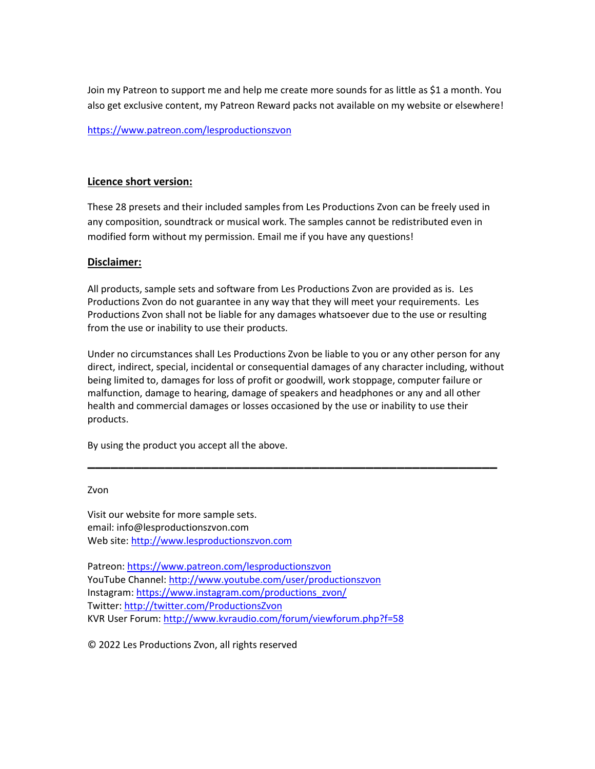Join my Patreon to support me and help me create more sounds for as little as $1 a month. You also get exclusive content, my Patreon Reward packs not available on my website or elsewhere!

https://www.patreon.com/lesproductionszvon

## Licence short version:

These 28 presets and their included samples from Les Productions Zvon can be freely used in any composition, soundtrack or musical work. The samples cannot be redistributed even in modified form without my permission. Email me if you have any questions!

## Disclaimer:

All products, sample sets and software from Les Productions Zvon are provided as is. Les Productions Zvon do not guarantee in any way that they will meet your requirements. Les Productions Zvon shall not be liable for any damages whatsoever due to the use or resulting from the use or inability to use their products.

Under no circumstances shall Les Productions Zvon be liable to you or any other person for any direct, indirect, special, incidental or consequential damages of any character including, without being limited to, damages for loss of profit or goodwill, work stoppage, computer failure or malfunction, damage to hearing, damage of speakers and headphones or any and all other health and commercial damages or losses occasioned by the use or inability to use their products.

By using the product you accept all the above.

---

Zvon

Visit our website for more sample sets.
email: info@lesproductionszvon.com
Web site: http://www.lesproductionszvon.com

Patreon: https://www.patreon.com/lesproductionszvon
YouTube Channel: http://www.youtube.com/user/productionszvon
Instagram: https://www.instagram.com/productions_zvon/
Twitter: http://twitter.com/ProductionsZvon
KVR User Forum: http://www.kvraudio.com/forum/viewforum.php?f=58

© 2022 Les Productions Zvon, all rights reserved